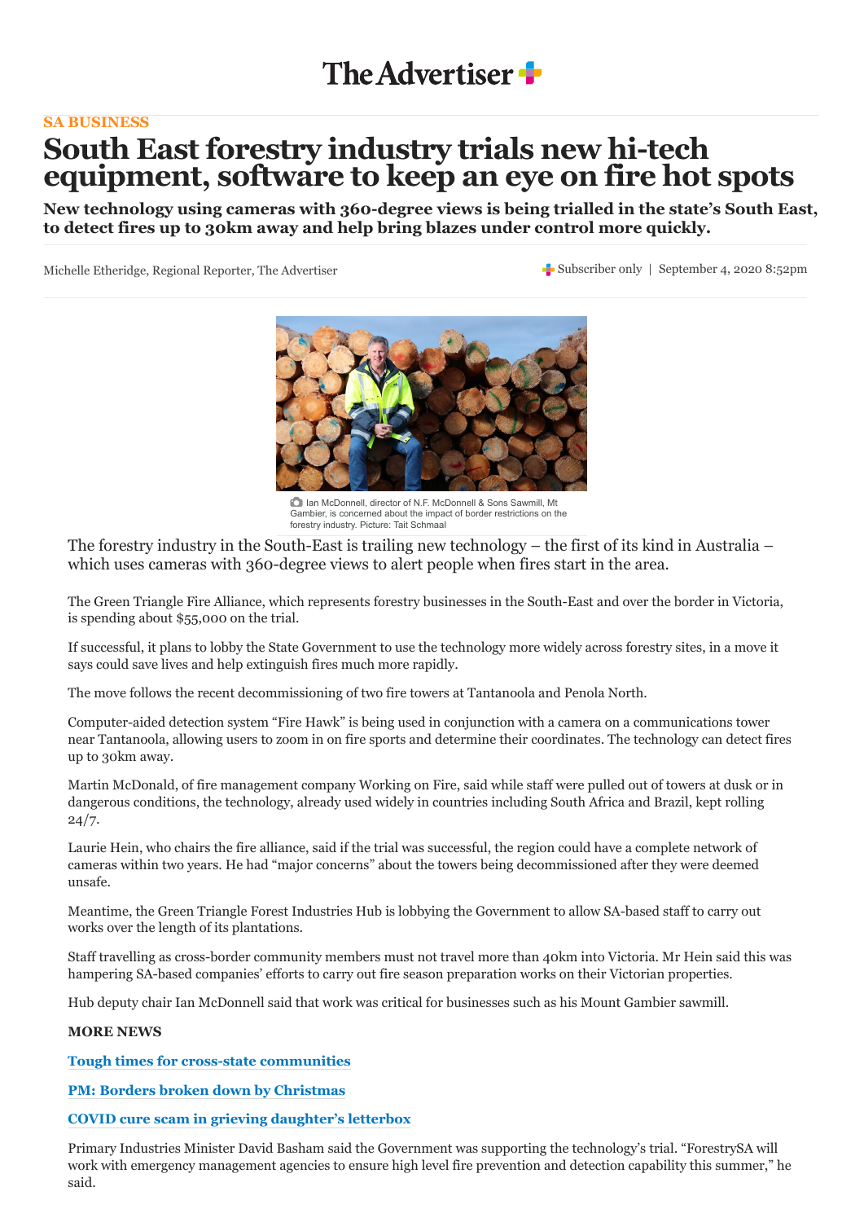The Advertiser

**SA BUSINESS**

# South East forestry industry trials new hi-tech equipment, software to keep an eye on fire hot spots

**New technology using cameras with 360-degree views is being trialled in the state's South East, to detect fires up to 30km away and help bring blazes under control more quickly.**

Michelle Etheridge, Regional Reporter, The Advertiser

Subscriber only | September 4, 2020 8:52pm

Ian McDonnell, director of N.F. McDonnell & Sons Sawmill, Mt Gambier, is concerned about the impact of border restrictions on the forestry industry. Picture: Tait Schmaal

The forestry industry in the South-East is trailing new technology – the first of its kind in Australia – which uses cameras with 360-degree views to alert people when fires start in the area.

The Green Triangle Fire Alliance, which represents forestry businesses in the South-East and over the border in Victoria, is spending about $55,000 on the trial.

If successful, it plans to lobby the State Government to use the technology more widely across forestry sites, in a move it says could save lives and help extinguish fires much more rapidly.

The move follows the recent decommissioning of two fire towers at Tantanoola and Penola North.

Computer-aided detection system "Fire Hawk" is being used in conjunction with a camera on a communications tower near Tantanoola, allowing users to zoom in on fire sports and determine their coordinates. The technology can detect fires up to 30km away.

Martin McDonald, of fire management company Working on Fire, said while staff were pulled out of towers at dusk or in dangerous conditions, the technology, already used widely in countries including South Africa and Brazil, kept rolling 24/7.

Laurie Hein, who chairs the fire alliance, said if the trial was successful, the region could have a complete network of cameras within two years. He had "major concerns" about the towers being decommissioned after they were deemed unsafe.

Meantime, the Green Triangle Forest Industries Hub is lobbying the Government to allow SA-based staff to carry out works over the length of its plantations.

Staff travelling as cross-border community members must not travel more than 40km into Victoria. Mr Hein said this was hampering SA-based companies' efforts to carry out fire season preparation works on their Victorian properties.

Hub deputy chair Ian McDonnell said that work was critical for businesses such as his Mount Gambier sawmill.

**MORE NEWS**

**Tough times for cross-state communities**

**PM: Borders broken down by Christmas**

**COVID cure scam in grieving daughter's letterbox**

Primary Industries Minister David Basham said the Government was supporting the technology's trial. "ForestrySA will work with emergency management agencies to ensure high level fire prevention and detection capability this summer," he said.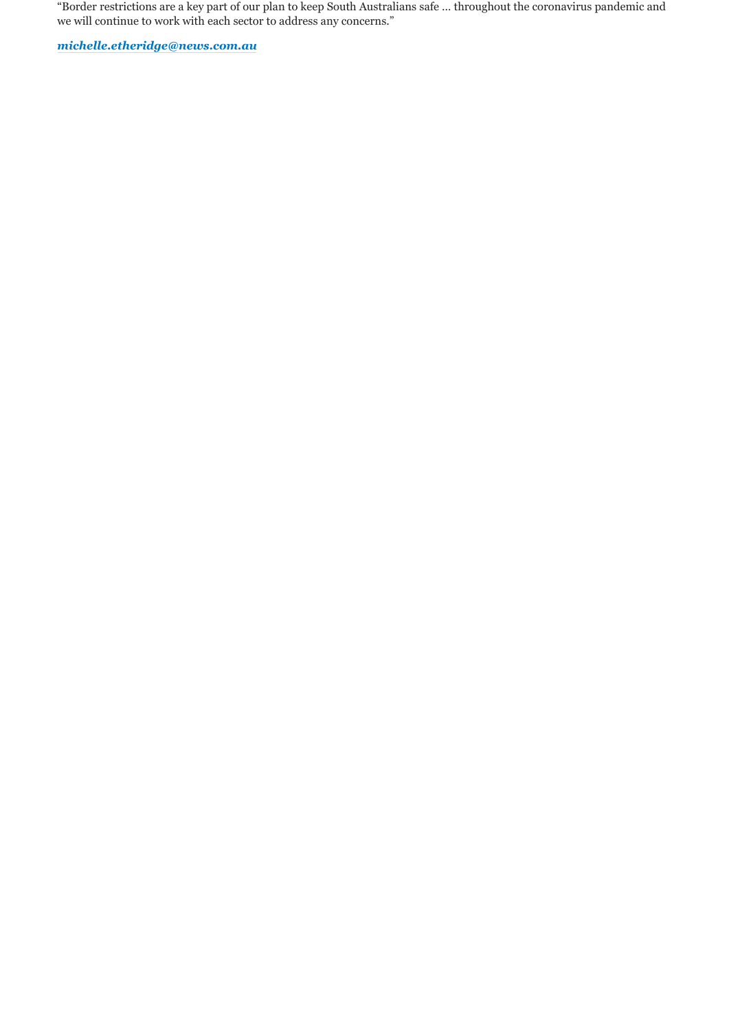“Border restrictions are a key part of our plan to keep South Australians safe … throughout the coronavirus pandemic and we will continue to work with each sector to address any concerns.”

***michelle.etheridge@news.com.au***